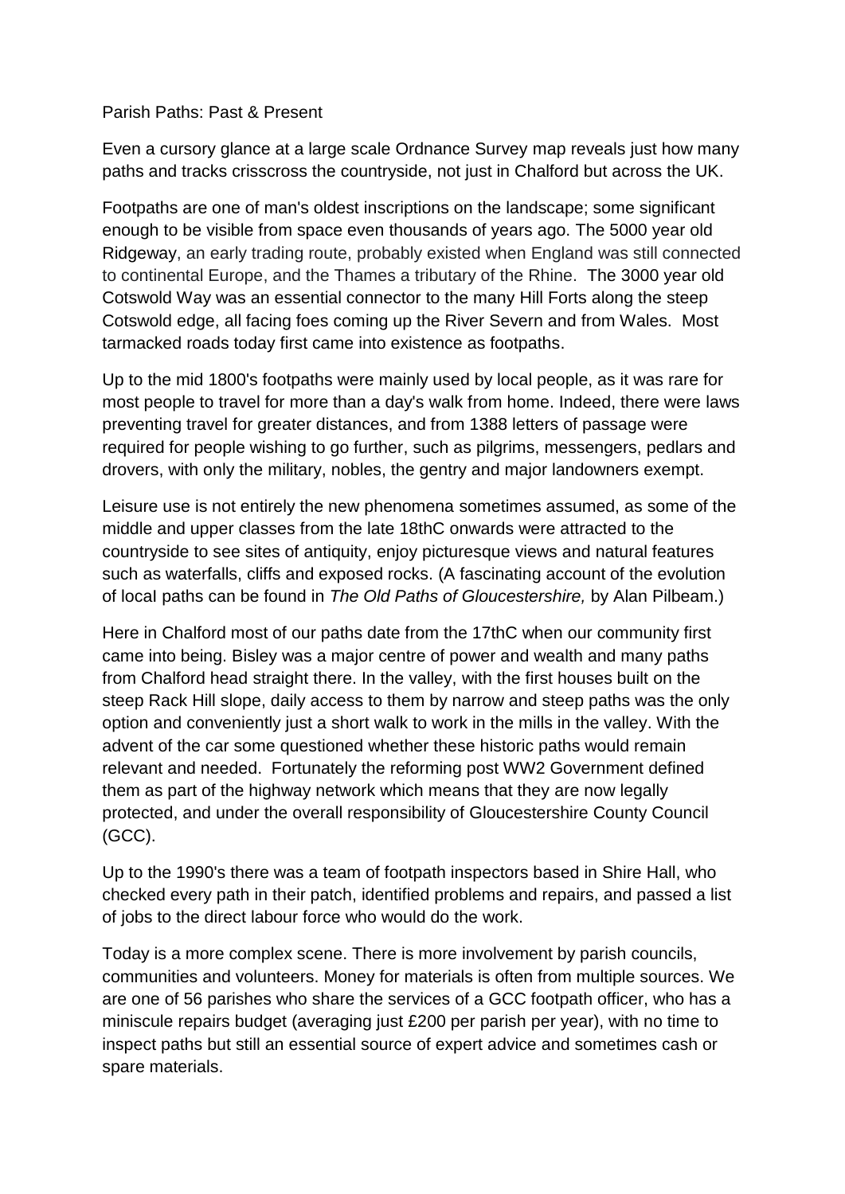# Parish Paths: Past & Present

Even a cursory glance at a large scale Ordnance Survey map reveals just how many paths and tracks crisscross the countryside, not just in Chalford but across the UK.

Footpaths are one of man's oldest inscriptions on the landscape; some significant enough to be visible from space even thousands of years ago. The 5000 year old Ridgeway, an early trading route, probably existed when England was still connected to continental Europe, and the Thames a tributary of the Rhine. The 3000 year old Cotswold Way was an essential connector to the many Hill Forts along the steep Cotswold edge, all facing foes coming up the River Severn and from Wales. Most tarmacked roads today first came into existence as footpaths.

Up to the mid 1800's footpaths were mainly used by local people, as it was rare for most people to travel for more than a day's walk from home. Indeed, there were laws preventing travel for greater distances, and from 1388 letters of passage were required for people wishing to go further, such as pilgrims, messengers, pedlars and drovers, with only the military, nobles, the gentry and major landowners exempt.

Leisure use is not entirely the new phenomena sometimes assumed, as some of the middle and upper classes from the late 18thC onwards were attracted to the countryside to see sites of antiquity, enjoy picturesque views and natural features such as waterfalls, cliffs and exposed rocks. (A fascinating account of the evolution of local paths can be found in *The Old Paths of Gloucestershire,* by Alan Pilbeam.)

Here in Chalford most of our paths date from the 17thC when our community first came into being. Bisley was a major centre of power and wealth and many paths from Chalford head straight there. In the valley, with the first houses built on the steep Rack Hill slope, daily access to them by narrow and steep paths was the only option and conveniently just a short walk to work in the mills in the valley. With the advent of the car some questioned whether these historic paths would remain relevant and needed. Fortunately the reforming post WW2 Government defined them as part of the highway network which means that they are now legally protected, and under the overall responsibility of Gloucestershire County Council (GCC).

Up to the 1990's there was a team of footpath inspectors based in Shire Hall, who checked every path in their patch, identified problems and repairs, and passed a list of jobs to the direct labour force who would do the work.

Today is a more complex scene. There is more involvement by parish councils, communities and volunteers. Money for materials is often from multiple sources. We are one of 56 parishes who share the services of a GCC footpath officer, who has a miniscule repairs budget (averaging just £200 per parish per year), with no time to inspect paths but still an essential source of expert advice and sometimes cash or spare materials.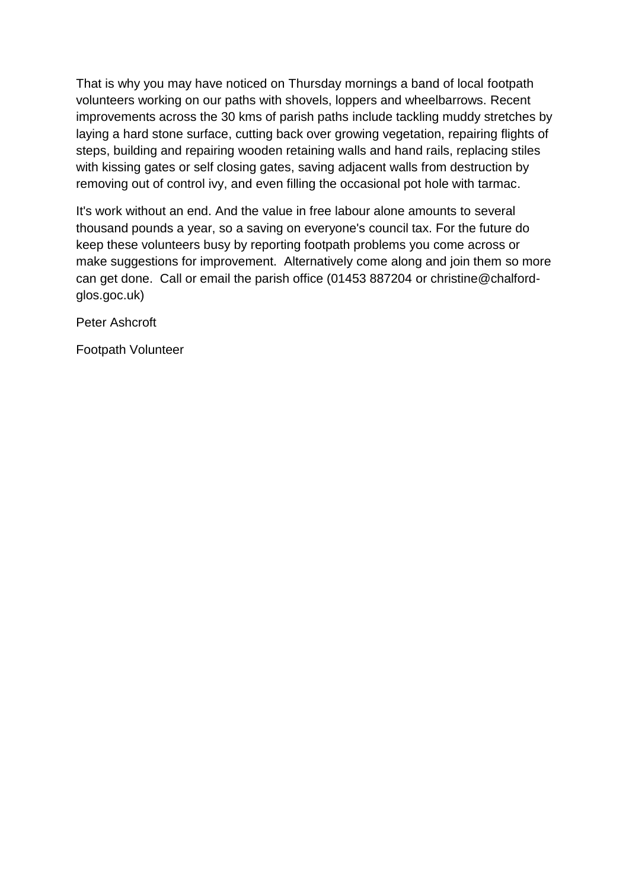That is why you may have noticed on Thursday mornings a band of local footpath volunteers working on our paths with shovels, loppers and wheelbarrows. Recent improvements across the 30 kms of parish paths include tackling muddy stretches by laying a hard stone surface, cutting back over growing vegetation, repairing flights of steps, building and repairing wooden retaining walls and hand rails, replacing stiles with kissing gates or self closing gates, saving adjacent walls from destruction by removing out of control ivy, and even filling the occasional pot hole with tarmac.

It's work without an end. And the value in free labour alone amounts to several thousand pounds a year, so a saving on everyone's council tax. For the future do keep these volunteers busy by reporting footpath problems you come across or make suggestions for improvement.  Alternatively come along and join them so more can get done.  Call or email the parish office (01453 887204 or christine@chalford-glos.goc.uk)

Peter Ashcroft

Footpath Volunteer